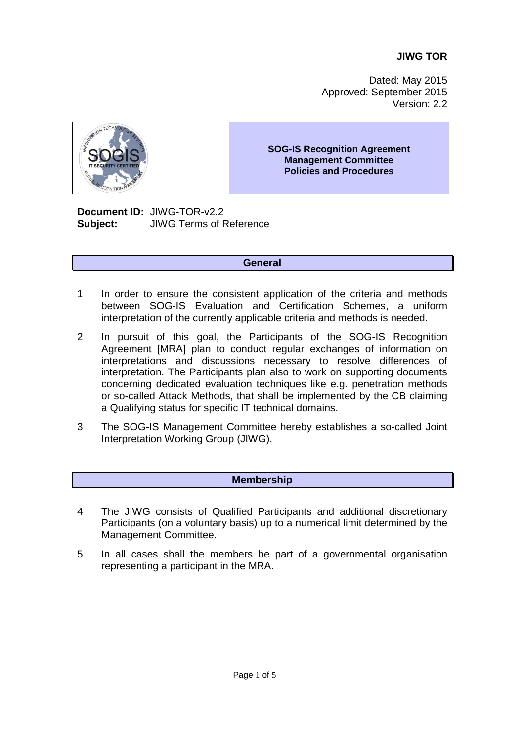**JIWG TOR**

Dated: May 2015
Approved: September 2015
Version: 2.2

| | **SOG-IS Recognition Agreement Management Committee Policies and Procedures** |
|---|---|

**Document ID:** JIWG-TOR-v2.2
**Subject:** JIWG Terms of Reference

## General

1 In order to ensure the consistent application of the criteria and methods between SOG-IS Evaluation and Certification Schemes, a uniform interpretation of the currently applicable criteria and methods is needed.

2 In pursuit of this goal, the Participants of the SOG-IS Recognition Agreement [MRA] plan to conduct regular exchanges of information on interpretations and discussions necessary to resolve differences of interpretation. The Participants plan also to work on supporting documents concerning dedicated evaluation techniques like e.g. penetration methods or so-called Attack Methods, that shall be implemented by the CB claiming a Qualifying status for specific IT technical domains.

3 The SOG-IS Management Committee hereby establishes a so-called Joint Interpretation Working Group (JIWG).

## Membership

4 The JIWG consists of Qualified Participants and additional discretionary Participants (on a voluntary basis) up to a numerical limit determined by the Management Committee.

5 In all cases shall the members be part of a governmental organisation representing a participant in the MRA.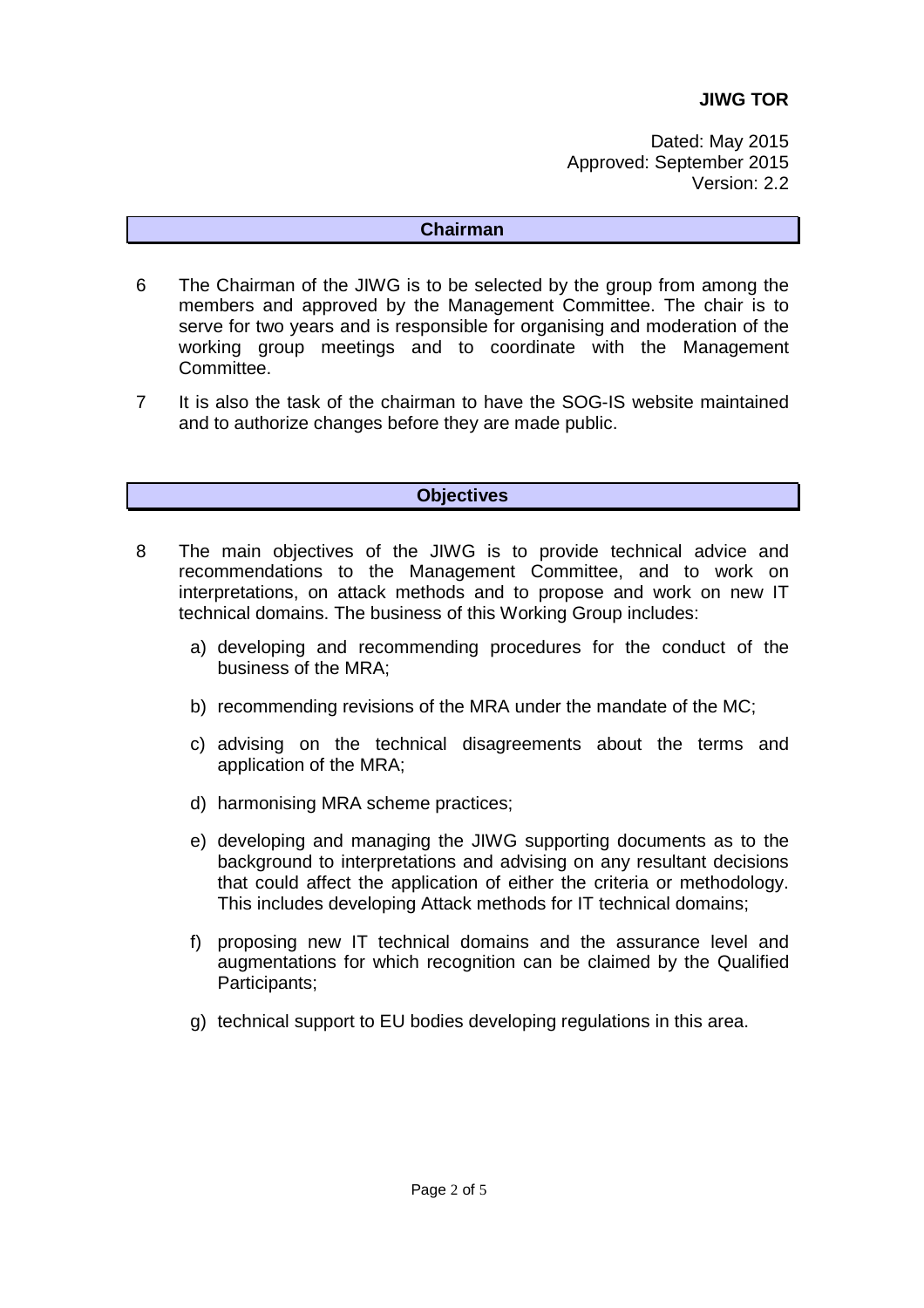## Chairman

6 The Chairman of the JIWG is to be selected by the group from among the members and approved by the Management Committee. The chair is to serve for two years and is responsible for organising and moderation of the working group meetings and to coordinate with the Management Committee.

7 It is also the task of the chairman to have the SOG-IS website maintained and to authorize changes before they are made public.

## Objectives

8 The main objectives of the JIWG is to provide technical advice and recommendations to the Management Committee, and to work on interpretations, on attack methods and to propose and work on new IT technical domains. The business of this Working Group includes:

a) developing and recommending procedures for the conduct of the business of the MRA;

b) recommending revisions of the MRA under the mandate of the MC;

c) advising on the technical disagreements about the terms and application of the MRA;

d) harmonising MRA scheme practices;

e) developing and managing the JIWG supporting documents as to the background to interpretations and advising on any resultant decisions that could affect the application of either the criteria or methodology. This includes developing Attack methods for IT technical domains;

f) proposing new IT technical domains and the assurance level and augmentations for which recognition can be claimed by the Qualified Participants;

g) technical support to EU bodies developing regulations in this area.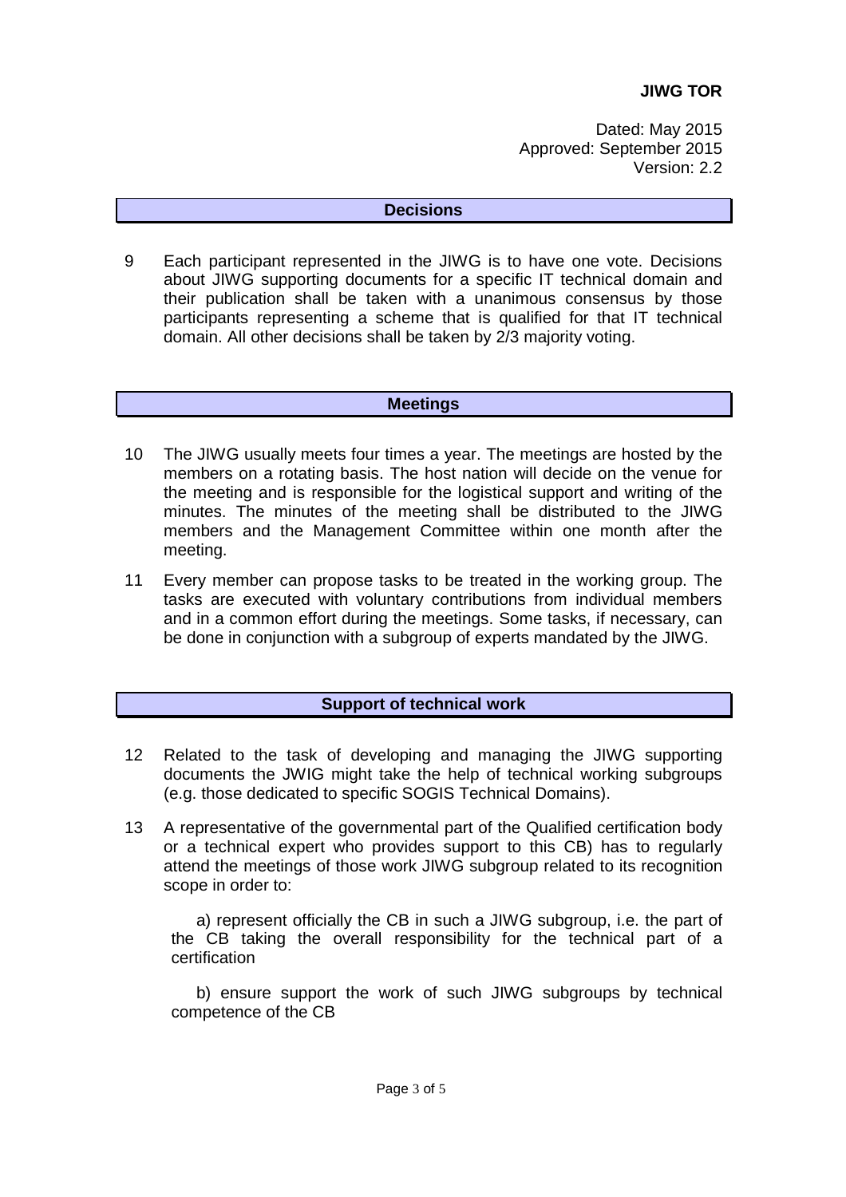## Decisions

9 Each participant represented in the JIWG is to have one vote. Decisions about JIWG supporting documents for a specific IT technical domain and their publication shall be taken with a unanimous consensus by those participants representing a scheme that is qualified for that IT technical domain. All other decisions shall be taken by 2/3 majority voting.

## Meetings

10 The JIWG usually meets four times a year. The meetings are hosted by the members on a rotating basis. The host nation will decide on the venue for the meeting and is responsible for the logistical support and writing of the minutes. The minutes of the meeting shall be distributed to the JIWG members and the Management Committee within one month after the meeting.

11 Every member can propose tasks to be treated in the working group. The tasks are executed with voluntary contributions from individual members and in a common effort during the meetings. Some tasks, if necessary, can be done in conjunction with a subgroup of experts mandated by the JIWG.

## Support of technical work

12 Related to the task of developing and managing the JIWG supporting documents the JWIG might take the help of technical working subgroups (e.g. those dedicated to specific SOGIS Technical Domains).

13 A representative of the governmental part of the Qualified certification body or a technical expert who provides support to this CB) has to regularly attend the meetings of those work JIWG subgroup related to its recognition scope in order to:

a) represent officially the CB in such a JIWG subgroup, i.e. the part of the CB taking the overall responsibility for the technical part of a certification

b) ensure support the work of such JIWG subgroups by technical competence of the CB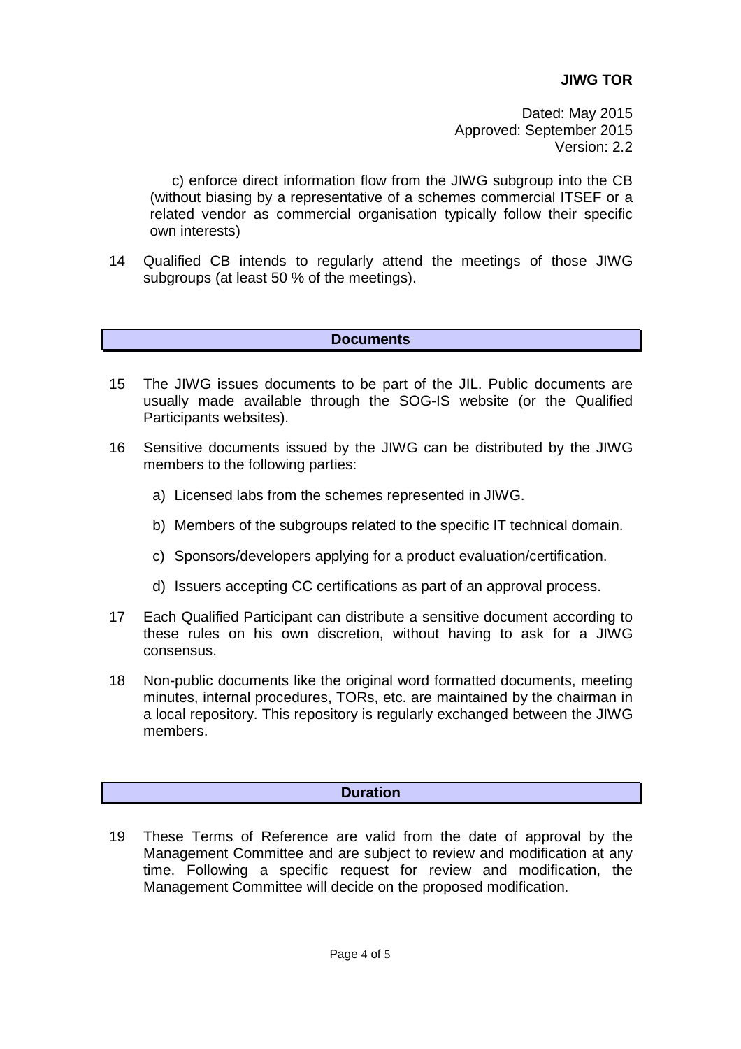c) enforce direct information flow from the JIWG subgroup into the CB (without biasing by a representative of a schemes commercial ITSEF or a related vendor as commercial organisation typically follow their specific own interests)

14 Qualified CB intends to regularly attend the meetings of those JIWG subgroups (at least 50 % of the meetings).

## Documents

15 The JIWG issues documents to be part of the JIL. Public documents are usually made available through the SOG-IS website (or the Qualified Participants websites).

16 Sensitive documents issued by the JIWG can be distributed by the JIWG members to the following parties:

a) Licensed labs from the schemes represented in JIWG.

b) Members of the subgroups related to the specific IT technical domain.

c) Sponsors/developers applying for a product evaluation/certification.

d) Issuers accepting CC certifications as part of an approval process.

17 Each Qualified Participant can distribute a sensitive document according to these rules on his own discretion, without having to ask for a JIWG consensus.

18 Non-public documents like the original word formatted documents, meeting minutes, internal procedures, TORs, etc. are maintained by the chairman in a local repository. This repository is regularly exchanged between the JIWG members.

## Duration

19 These Terms of Reference are valid from the date of approval by the Management Committee and are subject to review and modification at any time. Following a specific request for review and modification, the Management Committee will decide on the proposed modification.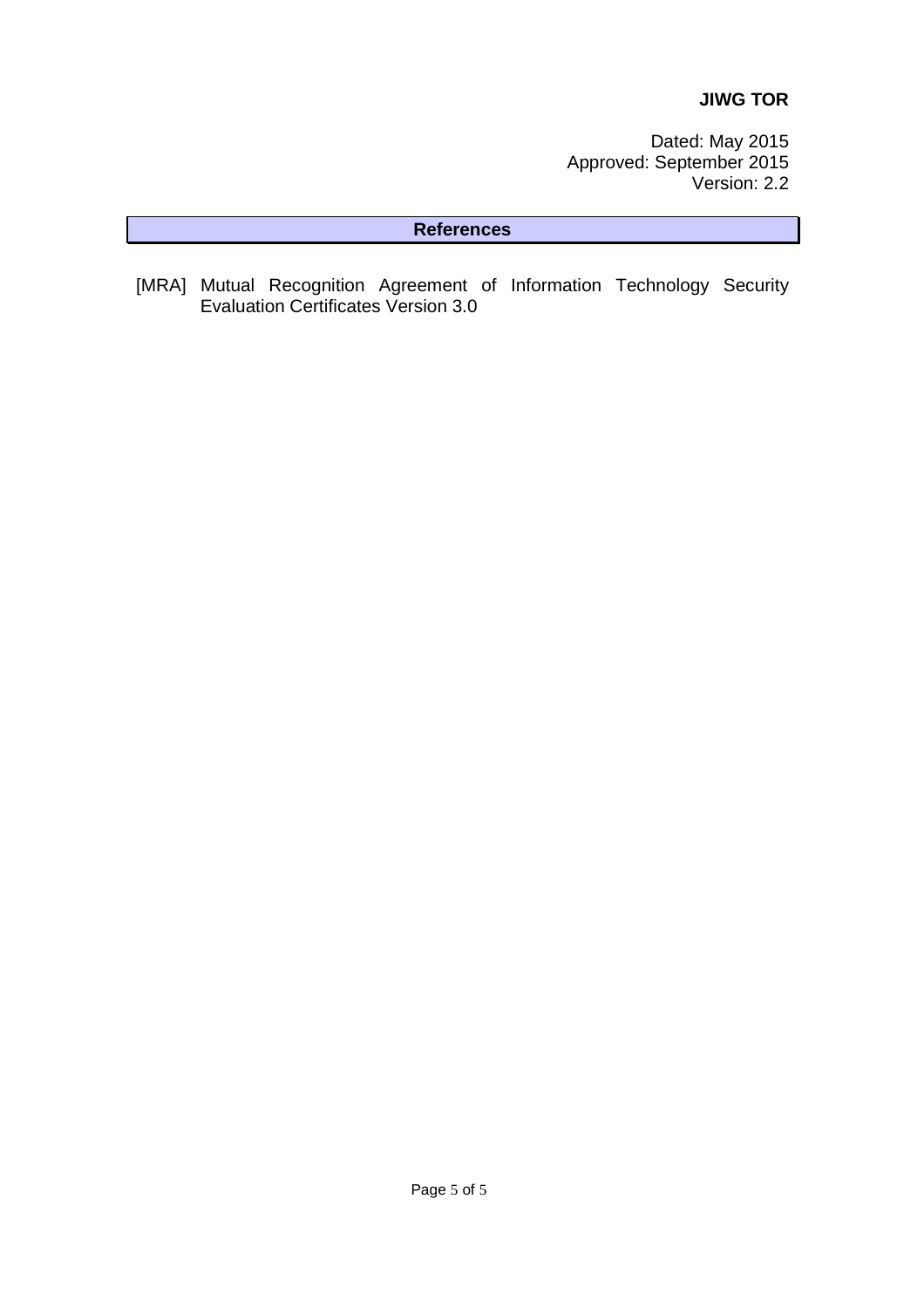## References

[MRA] Mutual Recognition Agreement of Information Technology Security Evaluation Certificates Version 3.0